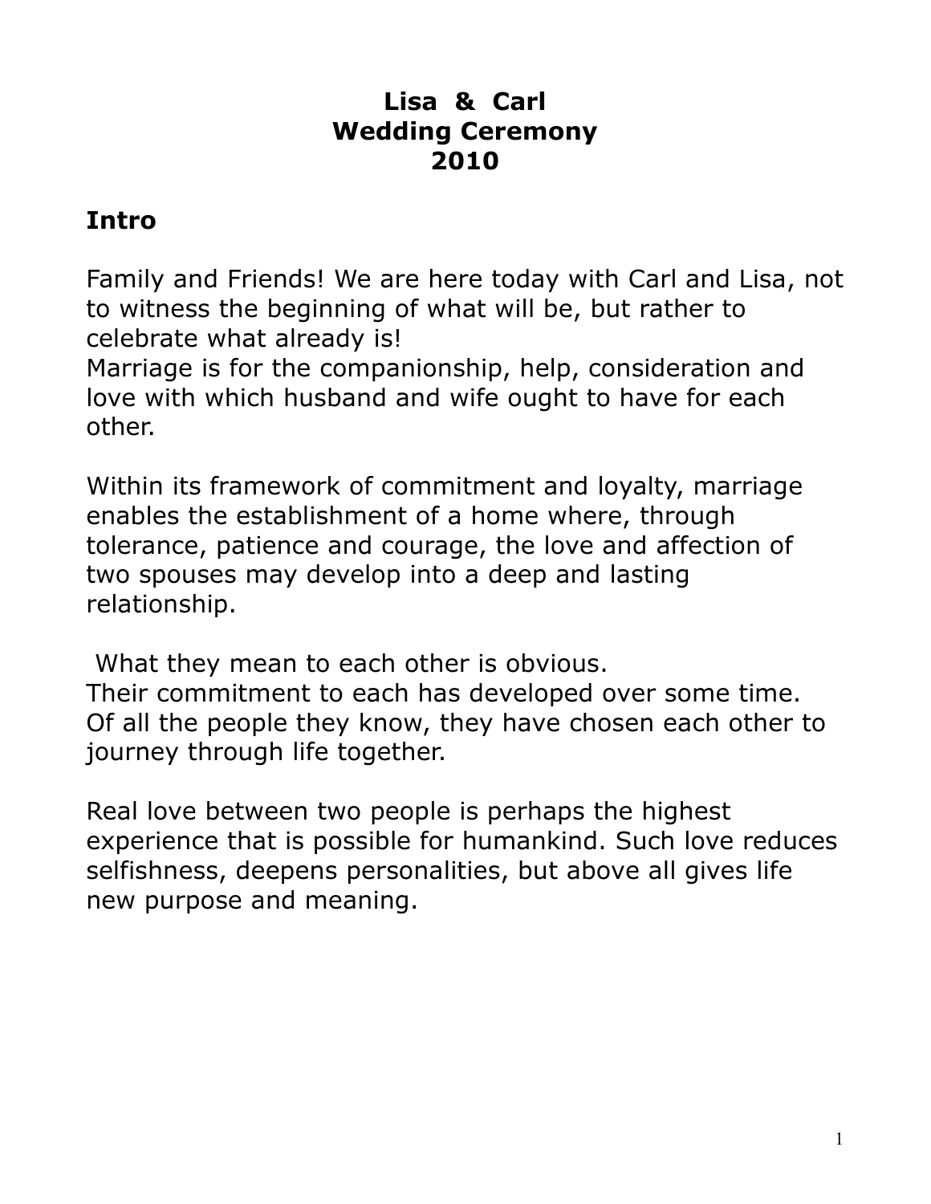# Lisa & Carl
# Wedding Ceremony
# 2010

## Intro

Family and Friends! We are here today with Carl and Lisa, not to witness the beginning of what will be, but rather to celebrate what already is!
Marriage is for the companionship, help, consideration and love with which husband and wife ought to have for each other.

Within its framework of commitment and loyalty, marriage enables the establishment of a home where, through tolerance, patience and courage, the love and affection of two spouses may develop into a deep and lasting relationship.

What they mean to each other is obvious.
Their commitment to each has developed over some time.
Of all the people they know, they have chosen each other to journey through life together.

Real love between two people is perhaps the highest experience that is possible for humankind. Such love reduces selfishness, deepens personalities, but above all gives life new purpose and meaning.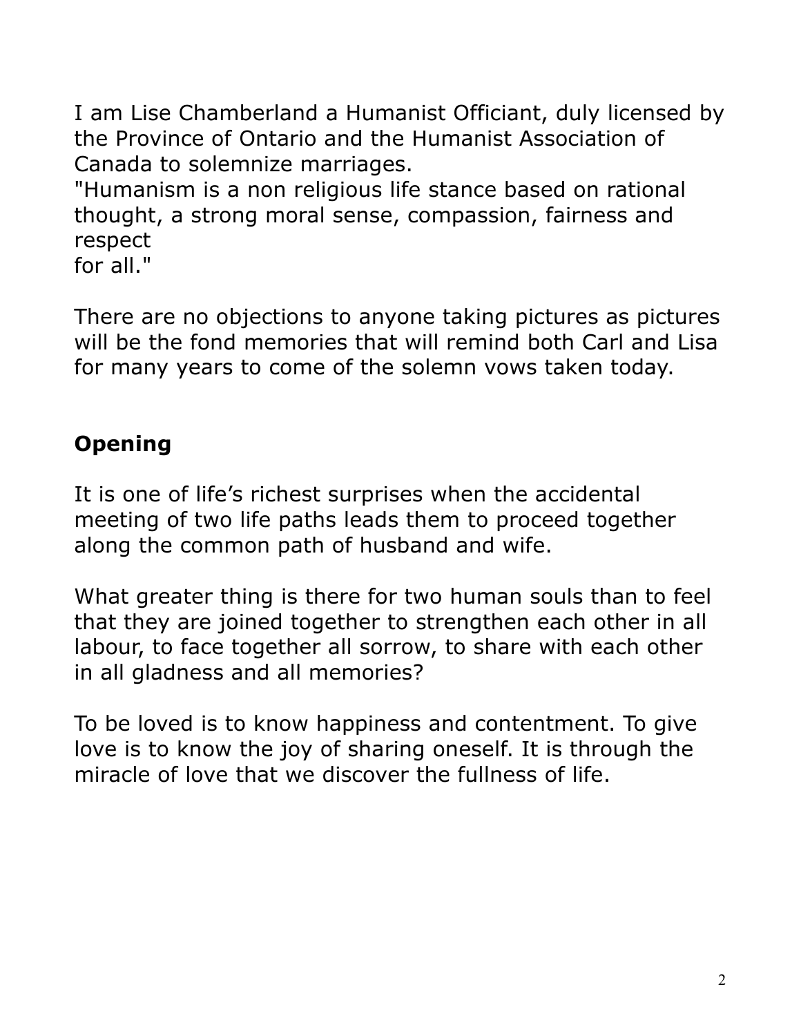I am Lise Chamberland a Humanist Officiant, duly licensed by the Province of Ontario and the Humanist Association of Canada to solemnize marriages.

"Humanism is a non religious life stance based on rational thought, a strong moral sense, compassion, fairness and respect for all."

There are no objections to anyone taking pictures as pictures will be the fond memories that will remind both Carl and Lisa for many years to come of the solemn vows taken today.

## Opening

It is one of life's richest surprises when the accidental meeting of two life paths leads them to proceed together along the common path of husband and wife.

What greater thing is there for two human souls than to feel that they are joined together to strengthen each other in all labour, to face together all sorrow, to share with each other in all gladness and all memories?

To be loved is to know happiness and contentment. To give love is to know the joy of sharing oneself. It is through the miracle of love that we discover the fullness of life.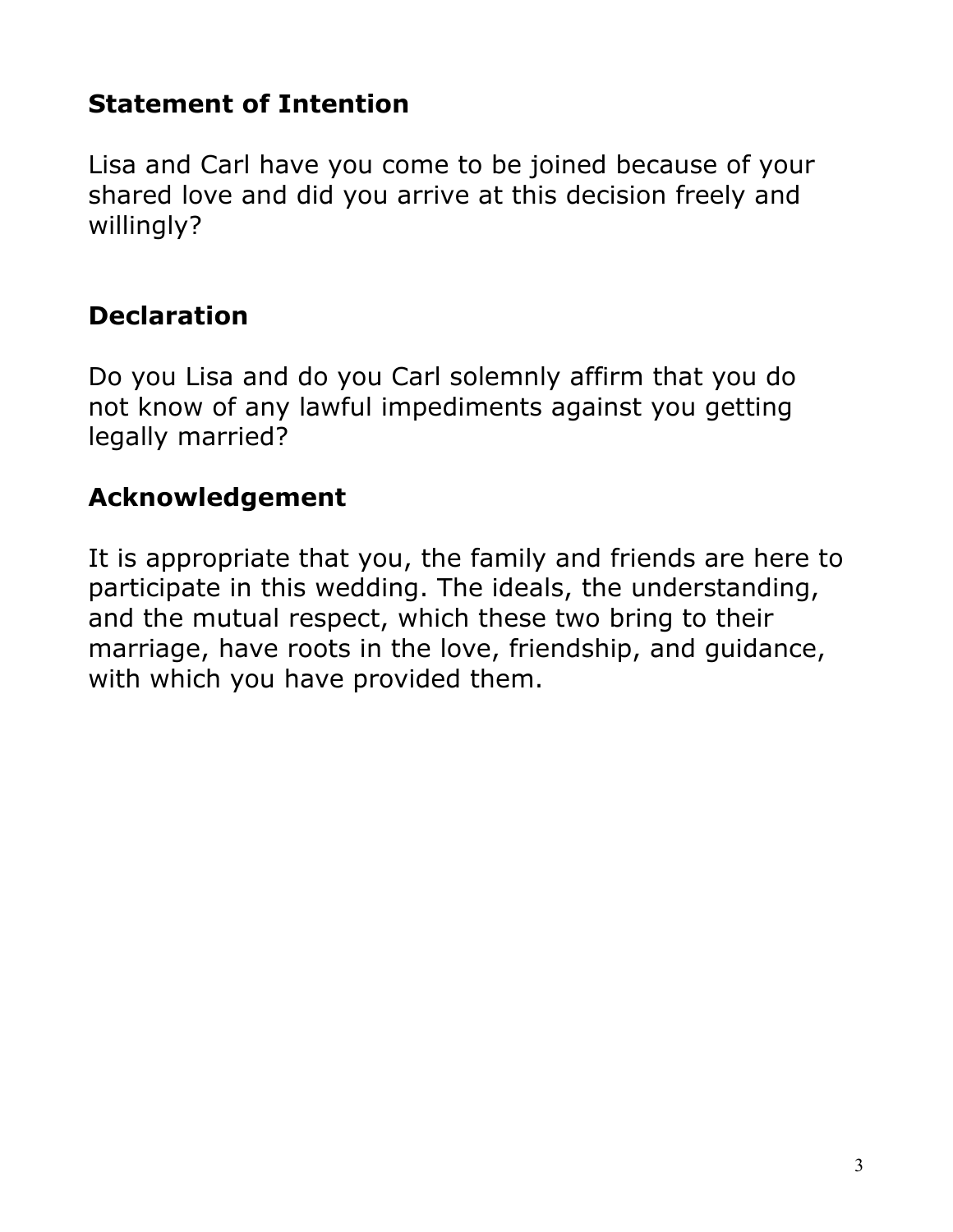## Statement of Intention

Lisa and Carl have you come to be joined because of your shared love and did you arrive at this decision freely and willingly?

## Declaration

Do you Lisa and do you Carl solemnly affirm that you do not know of any lawful impediments against you getting legally married?

## Acknowledgement

It is appropriate that you, the family and friends are here to participate in this wedding. The ideals, the understanding, and the mutual respect, which these two bring to their marriage, have roots in the love, friendship, and guidance, with which you have provided them.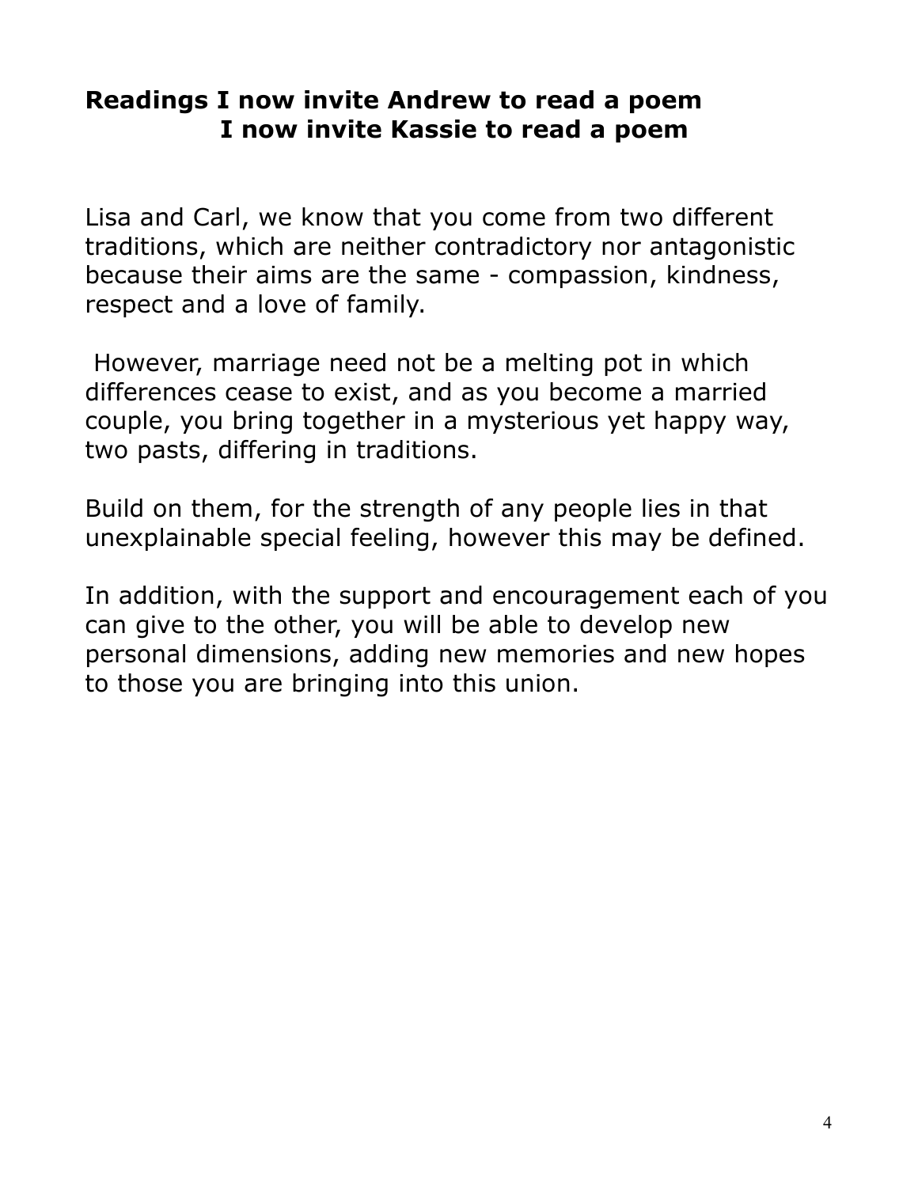**Readings I now invite Andrew to read a poem**
**I now invite Kassie to read a poem**

Lisa and Carl, we know that you come from two different traditions, which are neither contradictory nor antagonistic because their aims are the same - compassion, kindness, respect and a love of family.

However, marriage need not be a melting pot in which differences cease to exist, and as you become a married couple, you bring together in a mysterious yet happy way, two pasts, differing in traditions.

Build on them, for the strength of any people lies in that unexplainable special feeling, however this may be defined.

In addition, with the support and encouragement each of you can give to the other, you will be able to develop new personal dimensions, adding new memories and new hopes to those you are bringing into this union.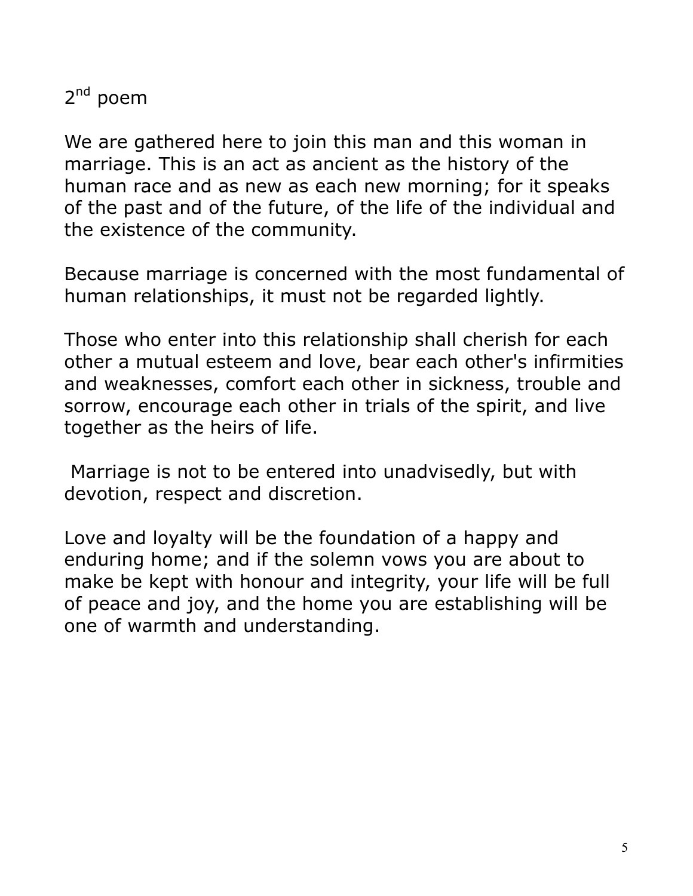## 2nd poem

We are gathered here to join this man and this woman in marriage. This is an act as ancient as the history of the human race and as new as each new morning; for it speaks of the past and of the future, of the life of the individual and the existence of the community.

Because marriage is concerned with the most fundamental of human relationships, it must not be regarded lightly.

Those who enter into this relationship shall cherish for each other a mutual esteem and love, bear each other's infirmities and weaknesses, comfort each other in sickness, trouble and sorrow, encourage each other in trials of the spirit, and live together as the heirs of life.

Marriage is not to be entered into unadvisedly, but with devotion, respect and discretion.

Love and loyalty will be the foundation of a happy and enduring home; and if the solemn vows you are about to make be kept with honour and integrity, your life will be full of peace and joy, and the home you are establishing will be one of warmth and understanding.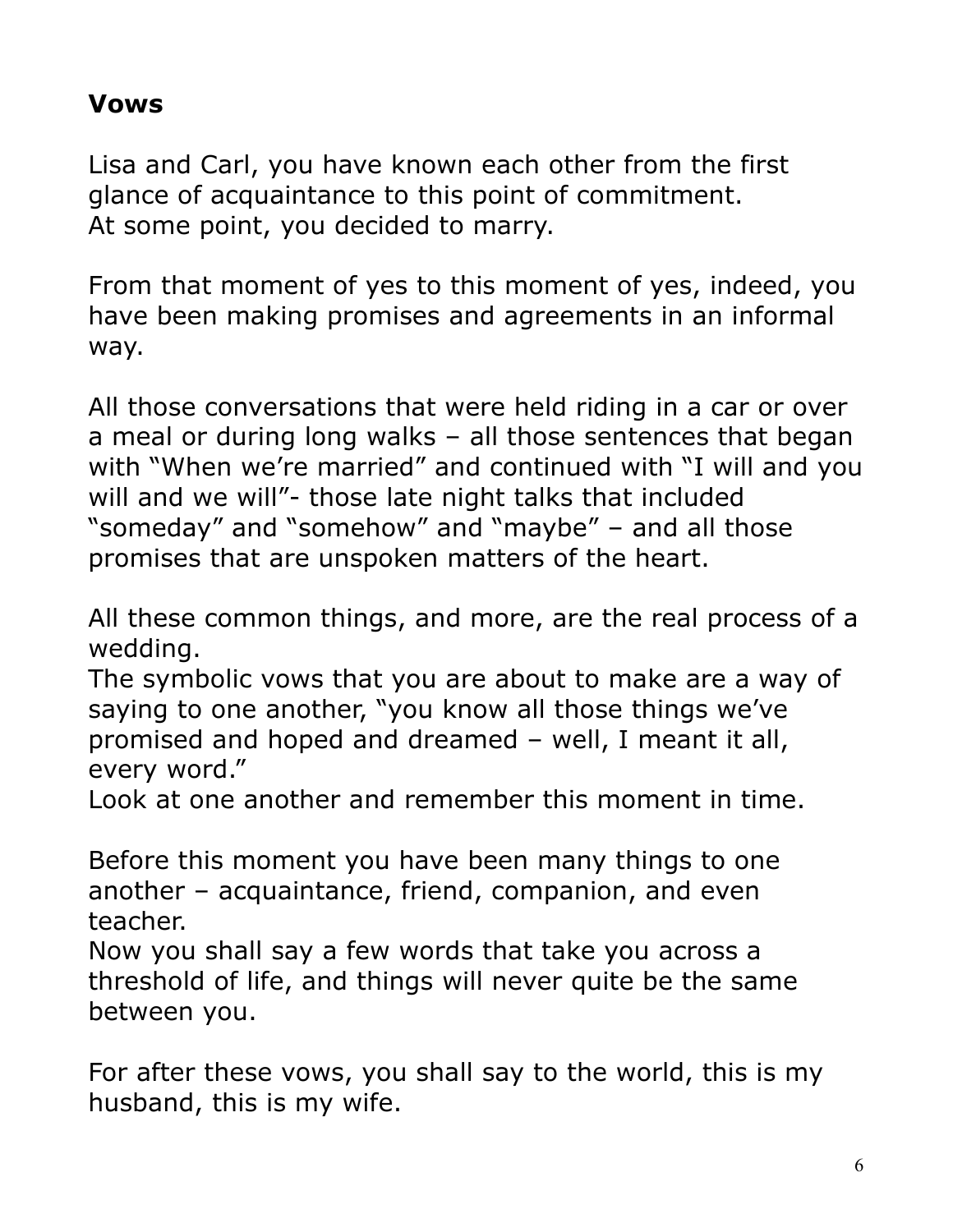## Vows

Lisa and Carl, you have known each other from the first glance of acquaintance to this point of commitment.
At some point, you decided to marry.

From that moment of yes to this moment of yes, indeed, you have been making promises and agreements in an informal way.

All those conversations that were held riding in a car or over a meal or during long walks – all those sentences that began with "When we're married" and continued with "I will and you will and we will"- those late night talks that included "someday" and "somehow" and "maybe" – and all those promises that are unspoken matters of the heart.

All these common things, and more, are the real process of a wedding.
The symbolic vows that you are about to make are a way of saying to one another, "you know all those things we've promised and hoped and dreamed – well, I meant it all, every word."
Look at one another and remember this moment in time.

Before this moment you have been many things to one another – acquaintance, friend, companion, and even teacher.
Now you shall say a few words that take you across a threshold of life, and things will never quite be the same between you.

For after these vows, you shall say to the world, this is my husband, this is my wife.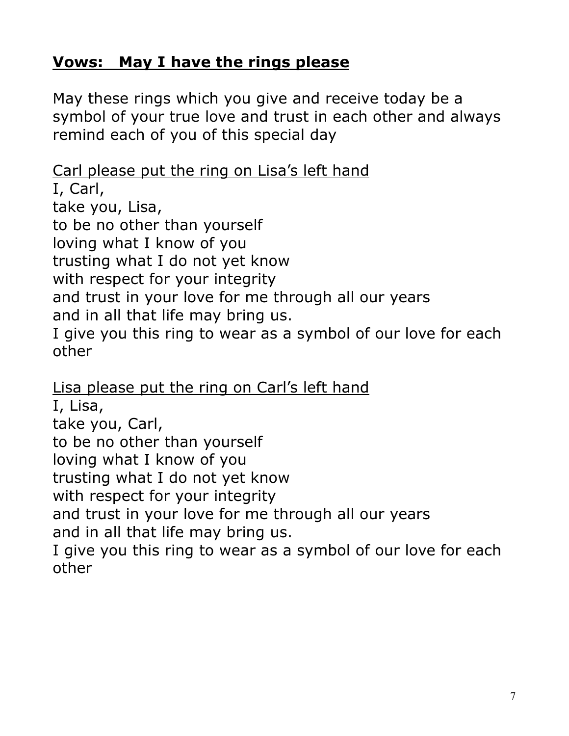## **<u>Vows: May I have the rings please</u>**

May these rings which you give and receive today be a symbol of your true love and trust in each other and always remind each of you of this special day

<u>Carl please put the ring on Lisa's left hand</u>

I, Carl,
take you, Lisa,
to be no other than yourself
loving what I know of you
trusting what I do not yet know
with respect for your integrity
and trust in your love for me through all our years
and in all that life may bring us.
I give you this ring to wear as a symbol of our love for each other

<u>Lisa please put the ring on Carl's left hand</u>

I, Lisa,
take you, Carl,
to be no other than yourself
loving what I know of you
trusting what I do not yet know
with respect for your integrity
and trust in your love for me through all our years
and in all that life may bring us.
I give you this ring to wear as a symbol of our love for each other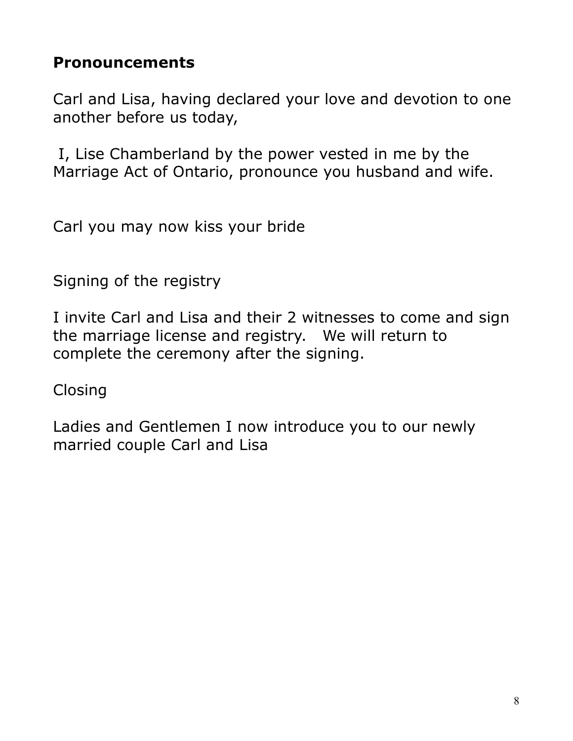## Pronouncements

Carl and Lisa, having declared your love and devotion to one another before us today,

I, Lise Chamberland by the power vested in me by the Marriage Act of Ontario, pronounce you husband and wife.

Carl you may now kiss your bride

Signing of the registry

I invite Carl and Lisa and their 2 witnesses to come and sign the marriage license and registry. We will return to complete the ceremony after the signing.

Closing

Ladies and Gentlemen I now introduce you to our newly married couple Carl and Lisa